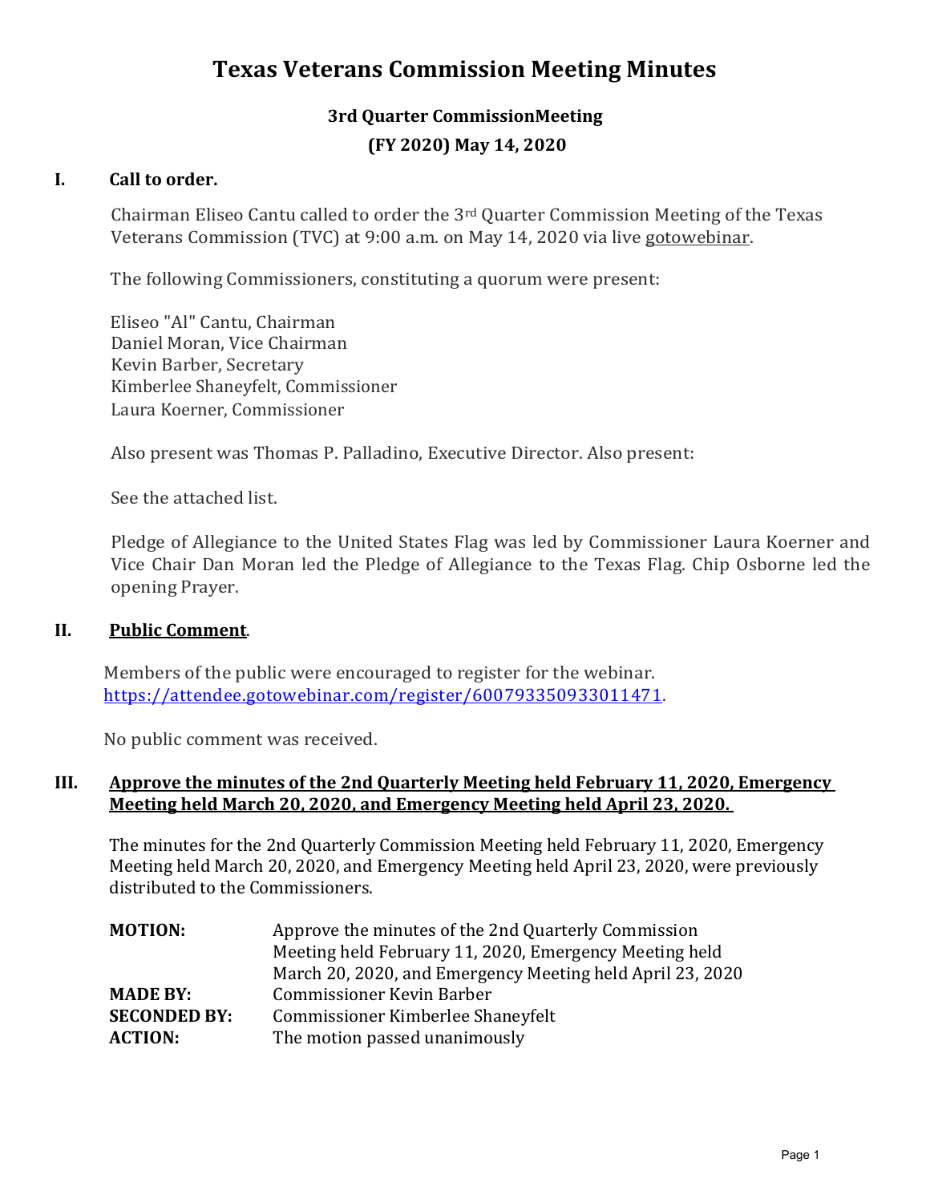# Texas Veterans Commission Meeting Minutes

## 3rd Quarter CommissionMeeting

## (FY 2020) May 14, 2020

### I. Call to order.

Chairman Eliseo Cantu called to order the 3rd Quarter Commission Meeting of the Texas Veterans Commission (TVC) at 9:00 a.m. on May 14, 2020 via live gotowebinar.

The following Commissioners, constituting a quorum were present:

Eliseo "Al" Cantu, Chairman
Daniel Moran, Vice Chairman
Kevin Barber, Secretary
Kimberlee Shaneyfelt, Commissioner
Laura Koerner, Commissioner

Also present was Thomas P. Palladino, Executive Director. Also present:

See the attached list.

Pledge of Allegiance to the United States Flag was led by Commissioner Laura Koerner and Vice Chair Dan Moran led the Pledge of Allegiance to the Texas Flag. Chip Osborne led the opening Prayer.

### II. Public Comment.

Members of the public were encouraged to register for the webinar. https://attendee.gotowebinar.com/register/6007933509330114​71.

No public comment was received.

### III. Approve the minutes of the 2nd Quarterly Meeting held February 11, 2020, Emergency Meeting held March 20, 2020, and Emergency Meeting held April 23, 2020.

The minutes for the 2nd Quarterly Commission Meeting held February 11, 2020, Emergency Meeting held March 20, 2020, and Emergency Meeting held April 23, 2020, were previously distributed to the Commissioners.

| | |
|---|---|
| **MOTION:** | Approve the minutes of the 2nd Quarterly Commission Meeting held February 11, 2020, Emergency Meeting held March 20, 2020, and Emergency Meeting held April 23, 2020 |
| **MADE BY:** | Commissioner Kevin Barber |
| **SECONDED BY:** | Commissioner Kimberlee Shaneyfelt |
| **ACTION:** | The motion passed unanimously |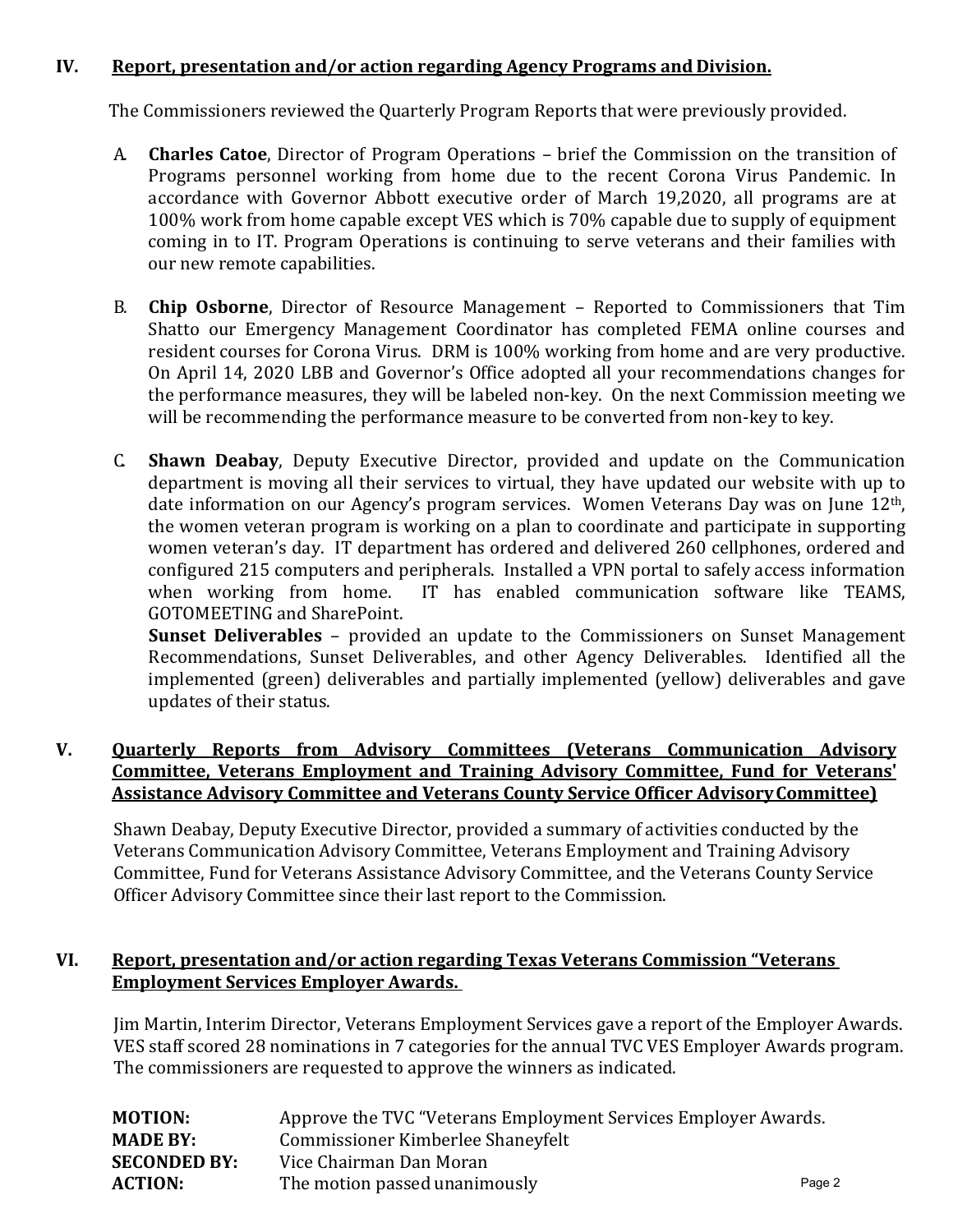## IV. Report, presentation and/or action regarding Agency Programs and Division.

The Commissioners reviewed the Quarterly Program Reports that were previously provided.

A. **Charles Catoe**, Director of Program Operations – brief the Commission on the transition of Programs personnel working from home due to the recent Corona Virus Pandemic. In accordance with Governor Abbott executive order of March 19,2020, all programs are at 100% work from home capable except VES which is 70% capable due to supply of equipment coming in to IT. Program Operations is continuing to serve veterans and their families with our new remote capabilities.

B. **Chip Osborne**, Director of Resource Management – Reported to Commissioners that Tim Shatto our Emergency Management Coordinator has completed FEMA online courses and resident courses for Corona Virus. DRM is 100% working from home and are very productive. On April 14, 2020 LBB and Governor's Office adopted all your recommendations changes for the performance measures, they will be labeled non-key. On the next Commission meeting we will be recommending the performance measure to be converted from non-key to key.

C. **Shawn Deabay**, Deputy Executive Director, provided and update on the Communication department is moving all their services to virtual, they have updated our website with up to date information on our Agency's program services. Women Veterans Day was on June 12th, the women veteran program is working on a plan to coordinate and participate in supporting women veteran's day. IT department has ordered and delivered 260 cellphones, ordered and configured 215 computers and peripherals. Installed a VPN portal to safely access information when working from home. IT has enabled communication software like TEAMS, GOTOMEETING and SharePoint.

**Sunset Deliverables** – provided an update to the Commissioners on Sunset Management Recommendations, Sunset Deliverables, and other Agency Deliverables. Identified all the implemented (green) deliverables and partially implemented (yellow) deliverables and gave updates of their status.

## V. Quarterly Reports from Advisory Committees (Veterans Communication Advisory Committee, Veterans Employment and Training Advisory Committee, Fund for Veterans' Assistance Advisory Committee and Veterans County Service Officer Advisory Committee)

Shawn Deabay, Deputy Executive Director, provided a summary of activities conducted by the Veterans Communication Advisory Committee, Veterans Employment and Training Advisory Committee, Fund for Veterans Assistance Advisory Committee, and the Veterans County Service Officer Advisory Committee since their last report to the Commission.

## VI. Report, presentation and/or action regarding Texas Veterans Commission "Veterans Employment Services Employer Awards.

Jim Martin, Interim Director, Veterans Employment Services gave a report of the Employer Awards. VES staff scored 28 nominations in 7 categories for the annual TVC VES Employer Awards program. The commissioners are requested to approve the winners as indicated.

**MOTION:** Approve the TVC "Veterans Employment Services Employer Awards.
**MADE BY:** Commissioner Kimberlee Shaneyfelt
**SECONDED BY:** Vice Chairman Dan Moran
**ACTION:** The motion passed unanimously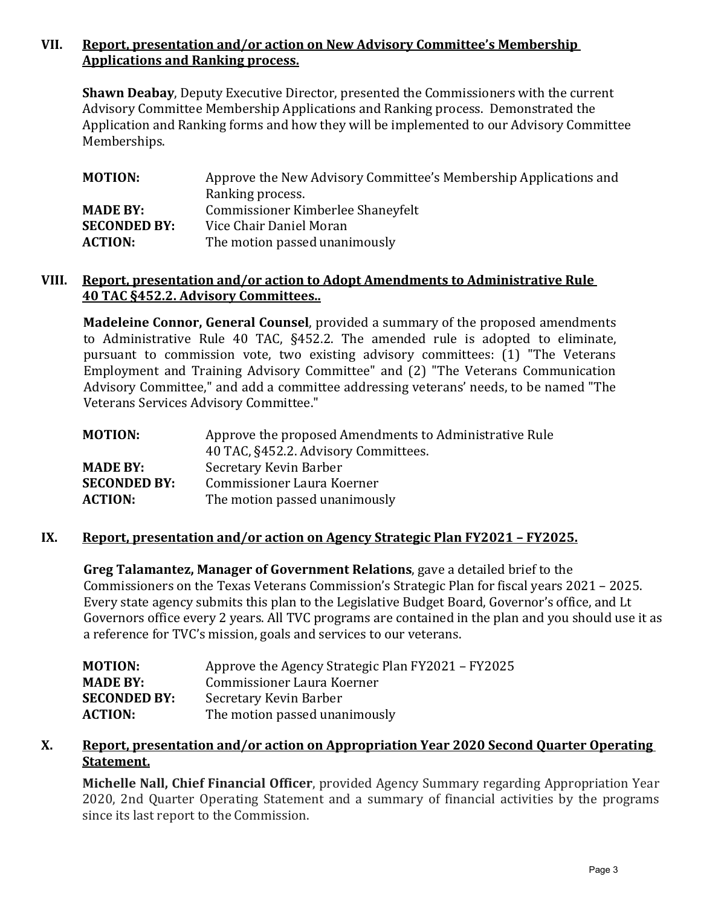## VII. Report, presentation and/or action on New Advisory Committee's Membership Applications and Ranking process.

**Shawn Deabay**, Deputy Executive Director, presented the Commissioners with the current Advisory Committee Membership Applications and Ranking process. Demonstrated the Application and Ranking forms and how they will be implemented to our Advisory Committee Memberships.

| | |
|---|---|
| **MOTION:** | Approve the New Advisory Committee's Membership Applications and Ranking process. |
| **MADE BY:** | Commissioner Kimberlee Shaneyfelt |
| **SECONDED BY:** | Vice Chair Daniel Moran |
| **ACTION:** | The motion passed unanimously |

## VIII. Report, presentation and/or action to Adopt Amendments to Administrative Rule 40 TAC §452.2. Advisory Committees..

**Madeleine Connor, General Counsel**, provided a summary of the proposed amendments to Administrative Rule 40 TAC, §452.2. The amended rule is adopted to eliminate, pursuant to commission vote, two existing advisory committees: (1) "The Veterans Employment and Training Advisory Committee" and (2) "The Veterans Communication Advisory Committee," and add a committee addressing veterans' needs, to be named "The Veterans Services Advisory Committee."

| | |
|---|---|
| **MOTION:** | Approve the proposed Amendments to Administrative Rule 40 TAC, §452.2. Advisory Committees. |
| **MADE BY:** | Secretary Kevin Barber |
| **SECONDED BY:** | Commissioner Laura Koerner |
| **ACTION:** | The motion passed unanimously |

## IX. Report, presentation and/or action on Agency Strategic Plan FY2021 – FY2025.

**Greg Talamantez, Manager of Government Relations**, gave a detailed brief to the Commissioners on the Texas Veterans Commission's Strategic Plan for fiscal years 2021 – 2025. Every state agency submits this plan to the Legislative Budget Board, Governor's office, and Lt Governors office every 2 years. All TVC programs are contained in the plan and you should use it as a reference for TVC's mission, goals and services to our veterans.

| | |
|---|---|
| **MOTION:** | Approve the Agency Strategic Plan FY2021 – FY2025 |
| **MADE BY:** | Commissioner Laura Koerner |
| **SECONDED BY:** | Secretary Kevin Barber |
| **ACTION:** | The motion passed unanimously |

## X. Report, presentation and/or action on Appropriation Year 2020 Second Quarter Operating Statement.

**Michelle Nall, Chief Financial Officer**, provided Agency Summary regarding Appropriation Year 2020, 2nd Quarter Operating Statement and a summary of financial activities by the programs since its last report to the Commission.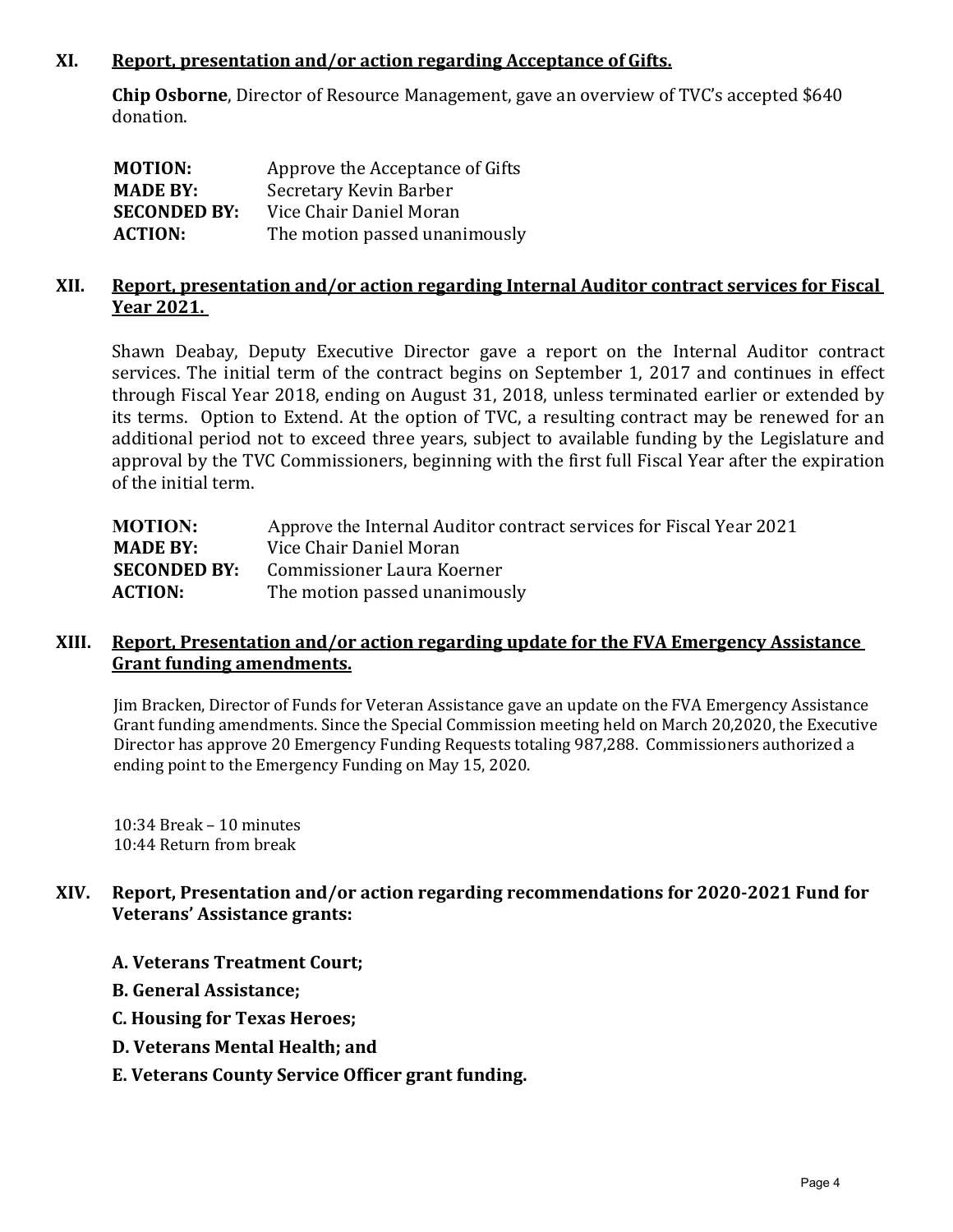## XI. Report, presentation and/or action regarding Acceptance of Gifts.

**Chip Osborne**, Director of Resource Management, gave an overview of TVC's accepted $640 donation.

| | |
|---|---|
| **MOTION:** | Approve the Acceptance of Gifts |
| **MADE BY:** | Secretary Kevin Barber |
| **SECONDED BY:** | Vice Chair Daniel Moran |
| **ACTION:** | The motion passed unanimously |

## XII. Report, presentation and/or action regarding Internal Auditor contract services for Fiscal Year 2021.

Shawn Deabay, Deputy Executive Director gave a report on the Internal Auditor contract services. The initial term of the contract begins on September 1, 2017 and continues in effect through Fiscal Year 2018, ending on August 31, 2018, unless terminated earlier or extended by its terms. Option to Extend. At the option of TVC, a resulting contract may be renewed for an additional period not to exceed three years, subject to available funding by the Legislature and approval by the TVC Commissioners, beginning with the first full Fiscal Year after the expiration of the initial term.

| | |
|---|---|
| **MOTION:** | Approve the Internal Auditor contract services for Fiscal Year 2021 |
| **MADE BY:** | Vice Chair Daniel Moran |
| **SECONDED BY:** | Commissioner Laura Koerner |
| **ACTION:** | The motion passed unanimously |

## XIII. Report, Presentation and/or action regarding update for the FVA Emergency Assistance Grant funding amendments.

Jim Bracken, Director of Funds for Veteran Assistance gave an update on the FVA Emergency Assistance Grant funding amendments. Since the Special Commission meeting held on March 20,2020, the Executive Director has approve 20 Emergency Funding Requests totaling 987,288. Commissioners authorized a ending point to the Emergency Funding on May 15, 2020.

10:34 Break – 10 minutes
10:44 Return from break

## XIV. Report, Presentation and/or action regarding recommendations for 2020-2021 Fund for Veterans' Assistance grants:

**A. Veterans Treatment Court;**

**B. General Assistance;**

**C. Housing for Texas Heroes;**

**D. Veterans Mental Health; and**

**E. Veterans County Service Officer grant funding.**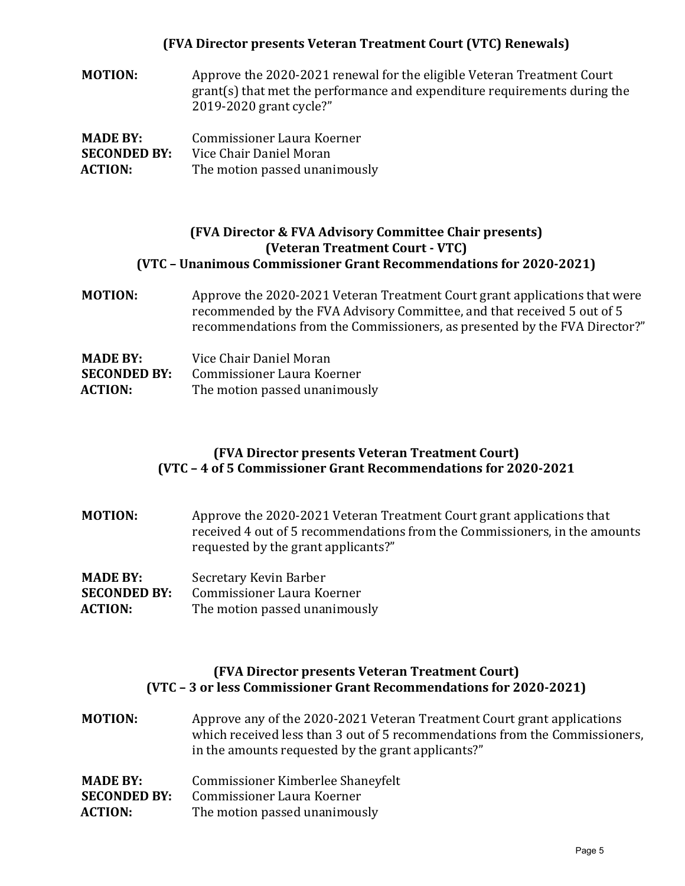**(FVA Director presents Veteran Treatment Court (VTC) Renewals)**

**MOTION:** Approve the 2020-2021 renewal for the eligible Veteran Treatment Court grant(s) that met the performance and expenditure requirements during the 2019-2020 grant cycle?"

**MADE BY:** Commissioner Laura Koerner
**SECONDED BY:** Vice Chair Daniel Moran
**ACTION:** The motion passed unanimously

**(FVA Director & FVA Advisory Committee Chair presents)**
**(Veteran Treatment Court - VTC)**
**(VTC – Unanimous Commissioner Grant Recommendations for 2020-2021)**

**MOTION:** Approve the 2020-2021 Veteran Treatment Court grant applications that were recommended by the FVA Advisory Committee, and that received 5 out of 5 recommendations from the Commissioners, as presented by the FVA Director?"

**MADE BY:** Vice Chair Daniel Moran
**SECONDED BY:** Commissioner Laura Koerner
**ACTION:** The motion passed unanimously

**(FVA Director presents Veteran Treatment Court)**
**(VTC – 4 of 5 Commissioner Grant Recommendations for 2020-2021**

**MOTION:** Approve the 2020-2021 Veteran Treatment Court grant applications that received 4 out of 5 recommendations from the Commissioners, in the amounts requested by the grant applicants?"

**MADE BY:** Secretary Kevin Barber
**SECONDED BY:** Commissioner Laura Koerner
**ACTION:** The motion passed unanimously

**(FVA Director presents Veteran Treatment Court)**
**(VTC – 3 or less Commissioner Grant Recommendations for 2020-2021)**

**MOTION:** Approve any of the 2020-2021 Veteran Treatment Court grant applications which received less than 3 out of 5 recommendations from the Commissioners, in the amounts requested by the grant applicants?"

**MADE BY:** Commissioner Kimberlee Shaneyfelt
**SECONDED BY:** Commissioner Laura Koerner
**ACTION:** The motion passed unanimously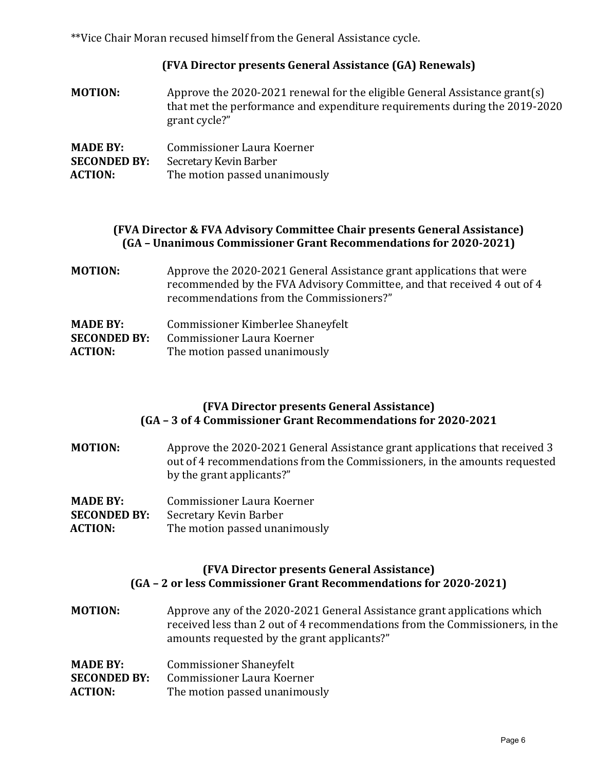**Vice Chair Moran recused himself from the General Assistance cycle.

**(FVA Director presents General Assistance (GA) Renewals)**

**MOTION:** Approve the 2020-2021 renewal for the eligible General Assistance grant(s) that met the performance and expenditure requirements during the 2019-2020 grant cycle?"

**MADE BY:** Commissioner Laura Koerner
**SECONDED BY:** Secretary Kevin Barber
**ACTION:** The motion passed unanimously

**(FVA Director & FVA Advisory Committee Chair presents General Assistance)**
**(GA – Unanimous Commissioner Grant Recommendations for 2020-2021)**

**MOTION:** Approve the 2020-2021 General Assistance grant applications that were recommended by the FVA Advisory Committee, and that received 4 out of 4 recommendations from the Commissioners?"

**MADE BY:** Commissioner Kimberlee Shaneyfelt
**SECONDED BY:** Commissioner Laura Koerner
**ACTION:** The motion passed unanimously

**(FVA Director presents General Assistance)**
**(GA – 3 of 4 Commissioner Grant Recommendations for 2020-2021**

**MOTION:** Approve the 2020-2021 General Assistance grant applications that received 3 out of 4 recommendations from the Commissioners, in the amounts requested by the grant applicants?"

**MADE BY:** Commissioner Laura Koerner
**SECONDED BY:** Secretary Kevin Barber
**ACTION:** The motion passed unanimously

**(FVA Director presents General Assistance)**
**(GA – 2 or less Commissioner Grant Recommendations for 2020-2021)**

**MOTION:** Approve any of the 2020-2021 General Assistance grant applications which received less than 2 out of 4 recommendations from the Commissioners, in the amounts requested by the grant applicants?"

**MADE BY:** Commissioner Shaneyfelt
**SECONDED BY:** Commissioner Laura Koerner
**ACTION:** The motion passed unanimously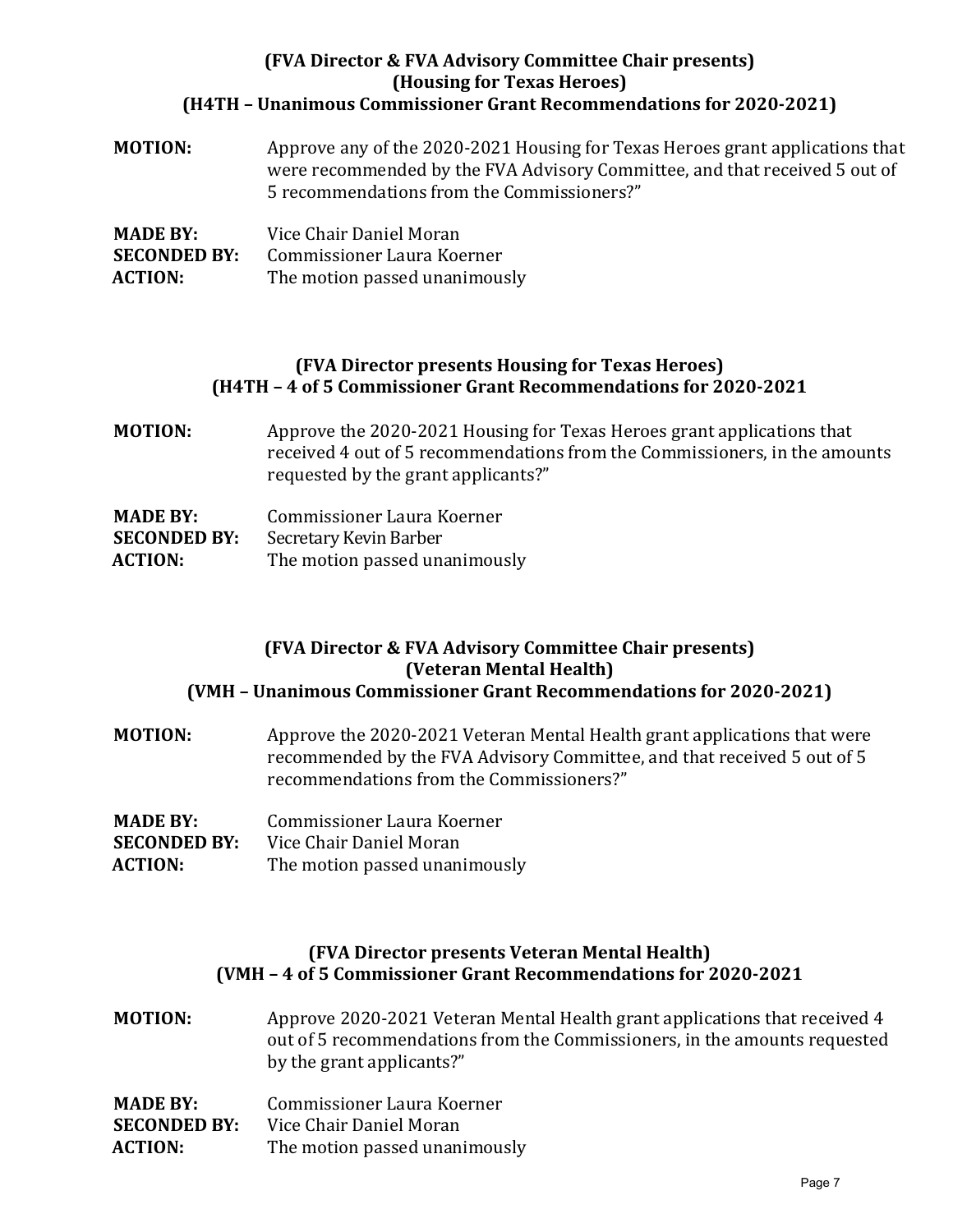### (FVA Director & FVA Advisory Committee Chair presents)
### (Housing for Texas Heroes)
### (H4TH – Unanimous Commissioner Grant Recommendations for 2020-2021)

**MOTION:** Approve any of the 2020-2021 Housing for Texas Heroes grant applications that were recommended by the FVA Advisory Committee, and that received 5 out of 5 recommendations from the Commissioners?"

**MADE BY:** Vice Chair Daniel Moran
**SECONDED BY:** Commissioner Laura Koerner
**ACTION:** The motion passed unanimously

### (FVA Director presents Housing for Texas Heroes)
### (H4TH – 4 of 5 Commissioner Grant Recommendations for 2020-2021

**MOTION:** Approve the 2020-2021 Housing for Texas Heroes grant applications that received 4 out of 5 recommendations from the Commissioners, in the amounts requested by the grant applicants?"

**MADE BY:** Commissioner Laura Koerner
**SECONDED BY:** Secretary Kevin Barber
**ACTION:** The motion passed unanimously

### (FVA Director & FVA Advisory Committee Chair presents)
### (Veteran Mental Health)
### (VMH – Unanimous Commissioner Grant Recommendations for 2020-2021)

**MOTION:** Approve the 2020-2021 Veteran Mental Health grant applications that were recommended by the FVA Advisory Committee, and that received 5 out of 5 recommendations from the Commissioners?"

**MADE BY:** Commissioner Laura Koerner
**SECONDED BY:** Vice Chair Daniel Moran
**ACTION:** The motion passed unanimously

### (FVA Director presents Veteran Mental Health)
### (VMH – 4 of 5 Commissioner Grant Recommendations for 2020-2021

**MOTION:** Approve 2020-2021 Veteran Mental Health grant applications that received 4 out of 5 recommendations from the Commissioners, in the amounts requested by the grant applicants?"

**MADE BY:** Commissioner Laura Koerner
**SECONDED BY:** Vice Chair Daniel Moran
**ACTION:** The motion passed unanimously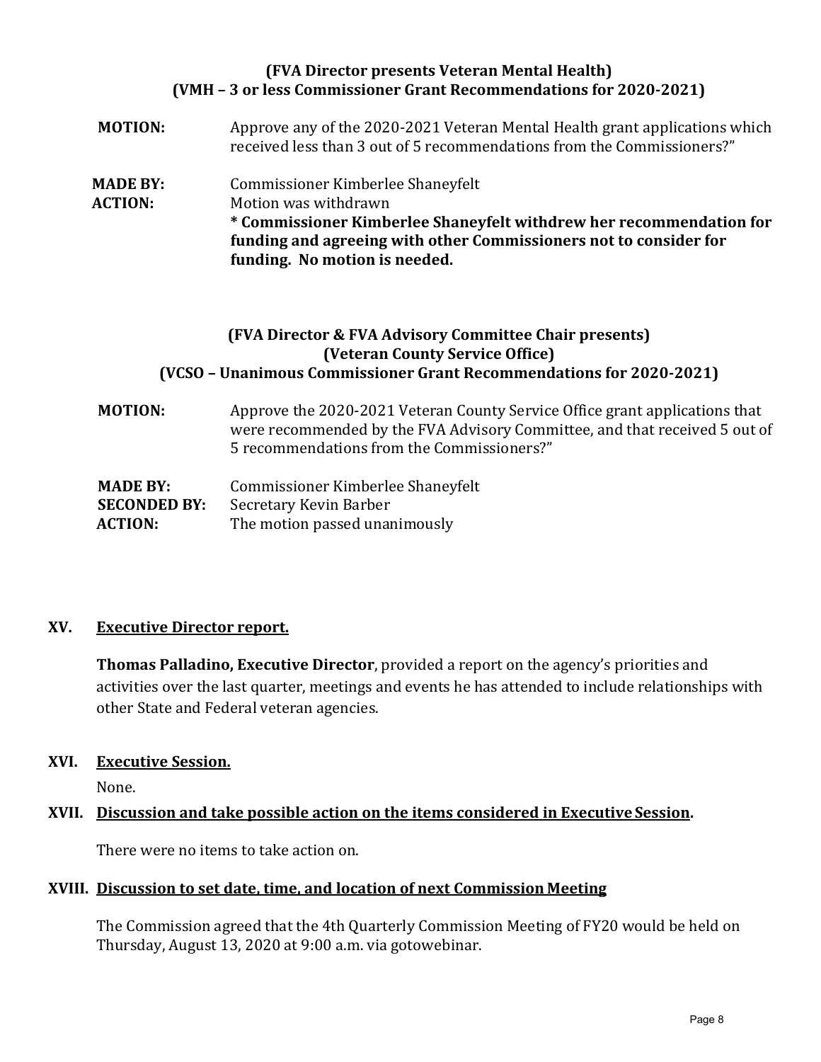**(FVA Director presents Veteran Mental Health)**
**(VMH – 3 or less Commissioner Grant Recommendations for 2020-2021)**

**MOTION:** Approve any of the 2020-2021 Veteran Mental Health grant applications which received less than 3 out of 5 recommendations from the Commissioners?"

**MADE BY:** Commissioner Kimberlee Shaneyfelt
**ACTION:** Motion was withdrawn
**\* Commissioner Kimberlee Shaneyfelt withdrew her recommendation for funding and agreeing with other Commissioners not to consider for funding. No motion is needed.**

**(FVA Director & FVA Advisory Committee Chair presents)**
**(Veteran County Service Office)**
**(VCSO – Unanimous Commissioner Grant Recommendations for 2020-2021)**

**MOTION:** Approve the 2020-2021 Veteran County Service Office grant applications that were recommended by the FVA Advisory Committee, and that received 5 out of 5 recommendations from the Commissioners?"

**MADE BY:** Commissioner Kimberlee Shaneyfelt
**SECONDED BY:** Secretary Kevin Barber
**ACTION:** The motion passed unanimously

## XV. Executive Director report.

**Thomas Palladino, Executive Director**, provided a report on the agency's priorities and activities over the last quarter, meetings and events he has attended to include relationships with other State and Federal veteran agencies.

## XVI. Executive Session.

None.

## XVII. Discussion and take possible action on the items considered in Executive Session.

There were no items to take action on.

## XVIII. Discussion to set date, time, and location of next Commission Meeting

The Commission agreed that the 4th Quarterly Commission Meeting of FY20 would be held on Thursday, August 13, 2020 at 9:00 a.m. via gotowebinar.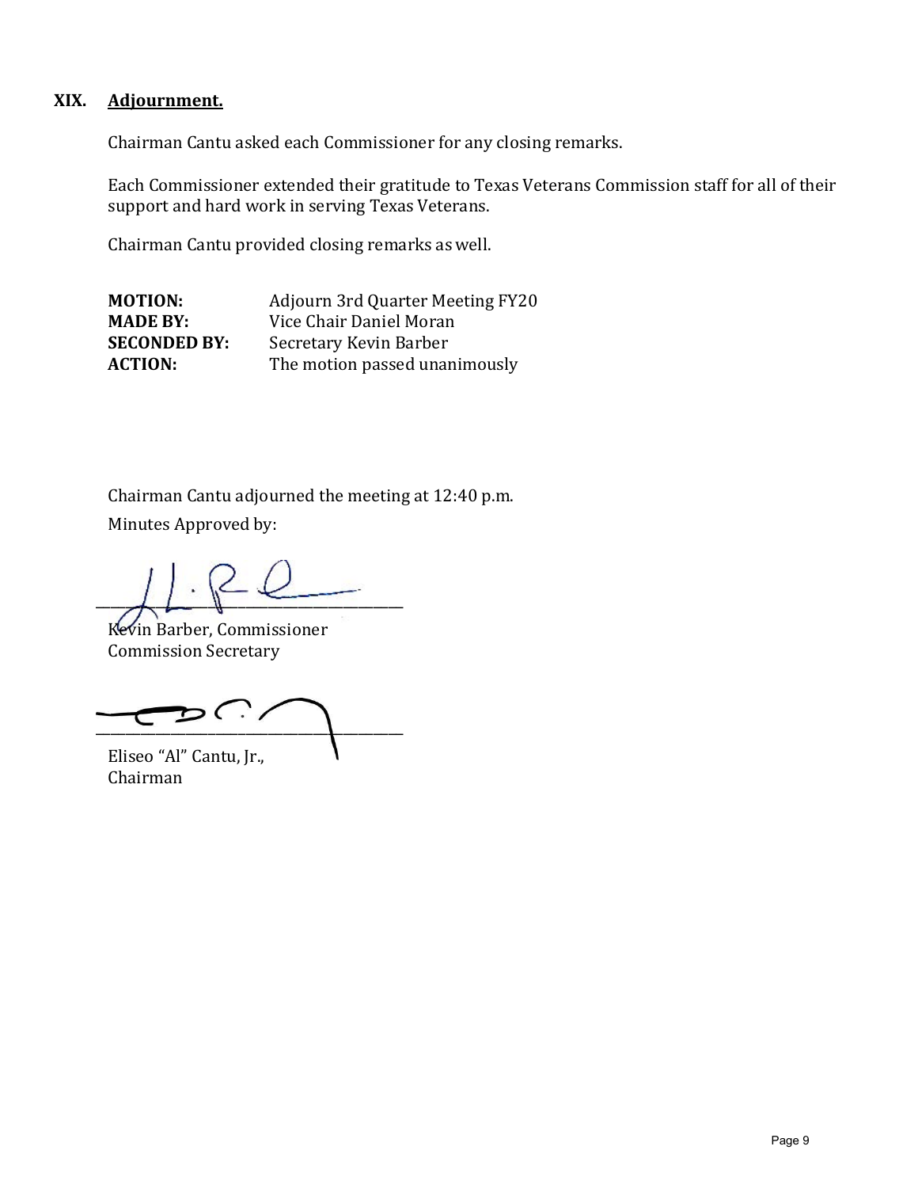## XIX. Adjournment.

Chairman Cantu asked each Commissioner for any closing remarks.

Each Commissioner extended their gratitude to Texas Veterans Commission staff for all of their support and hard work in serving Texas Veterans.

Chairman Cantu provided closing remarks as well.

**MOTION:** Adjourn 3rd Quarter Meeting FY20
**MADE BY:** Vice Chair Daniel Moran
**SECONDED BY:** Secretary Kevin Barber
**ACTION:** The motion passed unanimously

Chairman Cantu adjourned the meeting at 12:40 p.m.

Minutes Approved by:

______________________________
Kevin Barber, Commissioner
Commission Secretary

______________________________
Eliseo "Al" Cantu, Jr.,
Chairman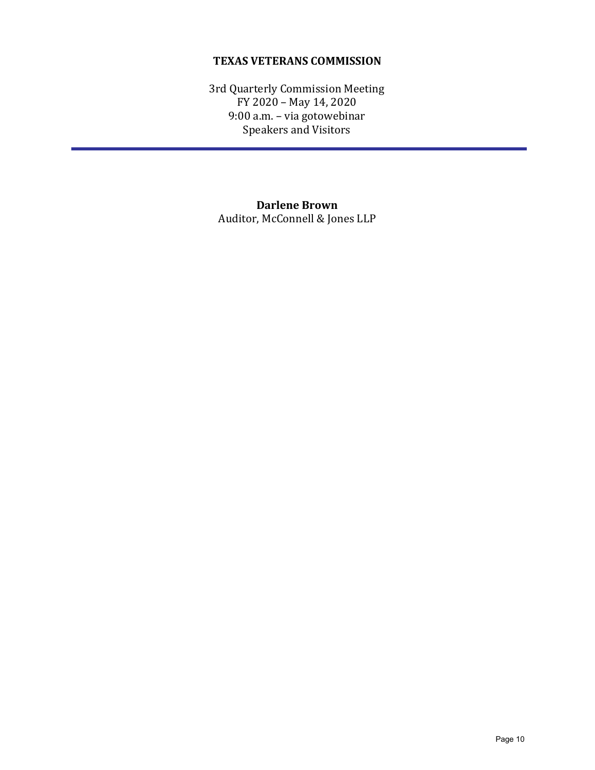# TEXAS VETERANS COMMISSION

3rd Quarterly Commission Meeting
FY 2020 – May 14, 2020
9:00 a.m. – via gotowebinar
Speakers and Visitors

---

**Darlene Brown**
Auditor, McConnell & Jones LLP